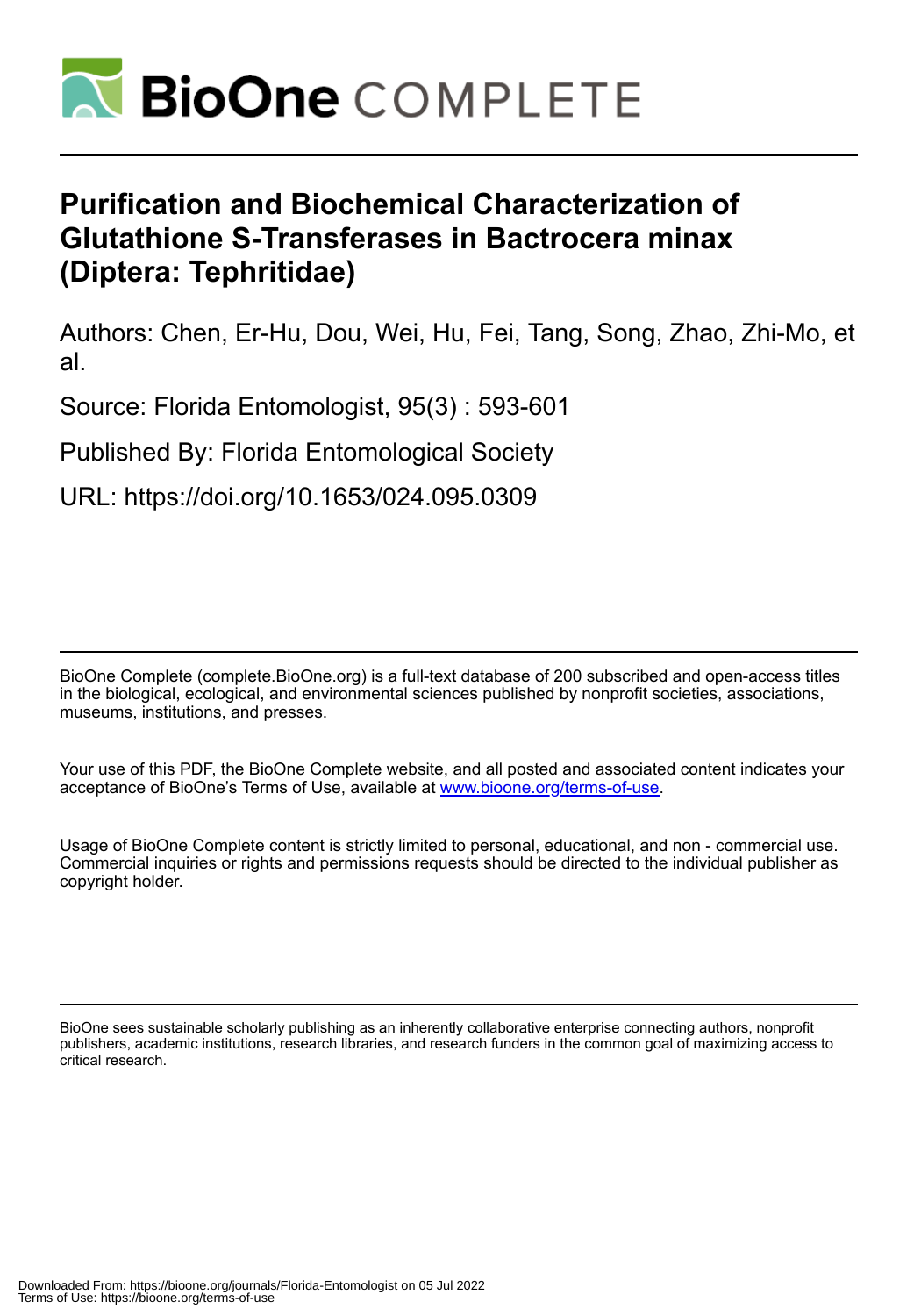# BioOne COMPLETE

# Purification and Biochemical Characterization of Glutathione S-Transferases in Bactrocera minax (Diptera: Tephritidae)

Authors: Chen, Er-Hu, Dou, Wei, Hu, Fei, Tang, Song, Zhao, Zhi-Mo, et al.

Source: Florida Entomologist, 95(3) : 593-601

Published By: Florida Entomological Society

URL: https://doi.org/10.1653/024.095.0309

BioOne Complete (complete.BioOne.org) is a full-text database of 200 subscribed and open-access titles in the biological, ecological, and environmental sciences published by nonprofit societies, associations, museums, institutions, and presses.

Your use of this PDF, the BioOne Complete website, and all posted and associated content indicates your acceptance of BioOne's Terms of Use, available at www.bioone.org/terms-of-use.

Usage of BioOne Complete content is strictly limited to personal, educational, and non - commercial use. Commercial inquiries or rights and permissions requests should be directed to the individual publisher as copyright holder.

BioOne sees sustainable scholarly publishing as an inherently collaborative enterprise connecting authors, nonprofit publishers, academic institutions, research libraries, and research funders in the common goal of maximizing access to critical research.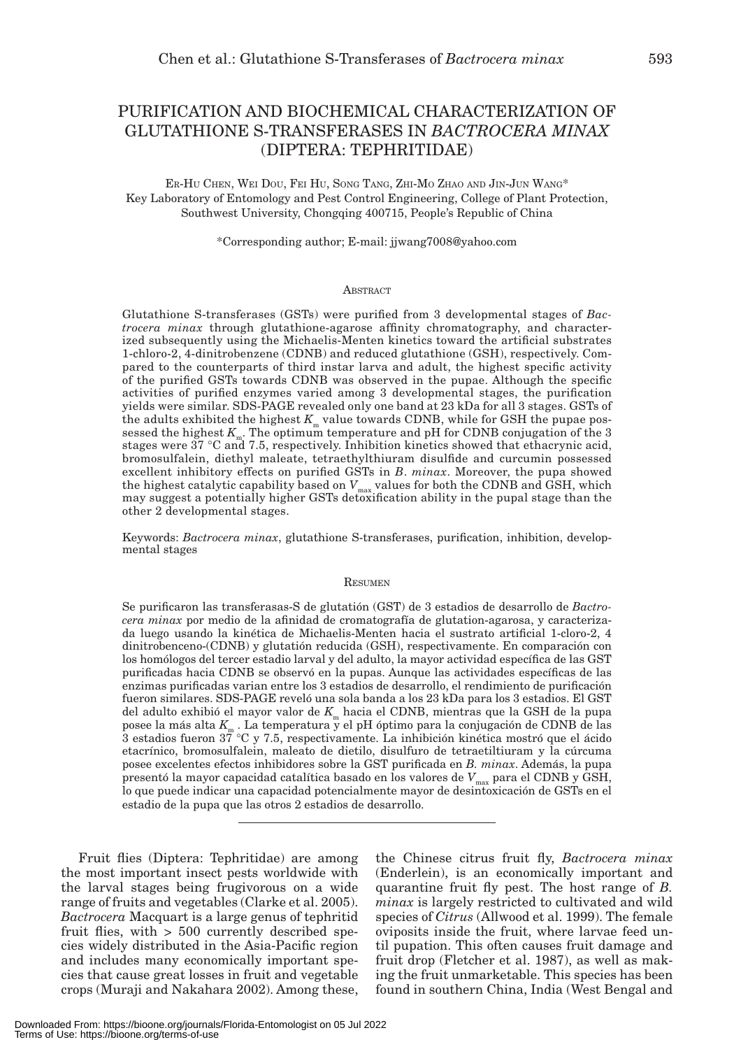# PURIFICATION AND BIOCHEMICAL CHARACTERIZATION OF GLUTATHIONE S-TRANSFERASES IN *BACTROCERA MINAX* (DIPTERA: TEPHRITIDAE)

Er-Hu Chen, Wei Dou, Fei Hu, Song Tang, Zhi-Mo Zhao and Jin-Jun Wang*
Key Laboratory of Entomology and Pest Control Engineering, College of Plant Protection, Southwest University, Chongqing 400715, People's Republic of China

*Corresponding author; E-mail: jjwang7008@yahoo.com

## Abstract

Glutathione S-transferases (GSTs) were purified from 3 developmental stages of *Bactrocera minax* through glutathione-agarose affinity chromatography, and characterized subsequently using the Michaelis-Menten kinetics toward the artificial substrates 1-chloro-2, 4-dinitrobenzene (CDNB) and reduced glutathione (GSH), respectively. Compared to the counterparts of third instar larva and adult, the highest specific activity of the purified GSTs towards CDNB was observed in the pupae. Although the specific activities of purified enzymes varied among 3 developmental stages, the purification yields were similar. SDS-PAGE revealed only one band at 23 kDa for all 3 stages. GSTs of the adults exhibited the highest $K_m$ value towards CDNB, while for GSH the pupae possessed the highest $K_m$. The optimum temperature and pH for CDNB conjugation of the 3 stages were 37 °C and 7.5, respectively. Inhibition kinetics showed that ethacrynic acid, bromosulfalein, diethyl maleate, tetraethylthiuram disulfide and curcumin possessed excellent inhibitory effects on purified GSTs in *B. minax*. Moreover, the pupa showed the highest catalytic capability based on $V_{max}$ values for both the CDNB and GSH, which may suggest a potentially higher GSTs detoxification ability in the pupal stage than the other 2 developmental stages.

Keywords: *Bactrocera minax*, glutathione S-transferases, purification, inhibition, developmental stages

## Resumen

Se purificaron las transferasas-S de glutatión (GST) de 3 estadios de desarrollo de *Bactrocera minax* por medio de la afinidad de cromatografía de glutation-agarosa, y caracterizada luego usando la kinética de Michaelis-Menten hacia el sustrato artificial 1-cloro-2, 4 dinitrobenceno-(CDNB) y glutatión reducida (GSH), respectivamente. En comparación con los homólogos del tercer estadio larval y del adulto, la mayor actividad específica de las GST purificadas hacia CDNB se observó en la pupas. Aunque las actividades específicas de las enzimas purificadas varian entre los 3 estadios de desarrollo, el rendimiento de purificación fueron similares. SDS-PAGE reveló una sola banda a los 23 kDa para los 3 estadios. El GST del adulto exhibió el mayor valor de $K_m$ hacia el CDNB, mientras que la GSH de la pupa posee la más alta $K_m$. La temperatura y el pH óptimo para la conjugación de CDNB de las 3 estadios fueron 37 °C y 7.5, respectivamente. La inhibición kinética mostró que el ácido etacrínico, bromosulfalein, maleato de dietilo, disulfuro de tetraetiltiuram y la cúrcuma posee excelentes efectos inhibidores sobre la GST purificada en *B. minax*. Además, la pupa presentó la mayor capacidad catalítica basado en los valores de $V_{max}$ para el CDNB y GSH, lo que puede indicar una capacidad potencialmente mayor de desintoxicación de GSTs en el estadio de la pupa que las otros 2 estadios de desarrollo.

---

Fruit flies (Diptera: Tephritidae) are among the most important insect pests worldwide with the larval stages being frugivorous on a wide range of fruits and vegetables (Clarke et al. 2005). *Bactrocera* Macquart is a large genus of tephritid fruit flies, with > 500 currently described species widely distributed in the Asia-Pacific region and includes many economically important species that cause great losses in fruit and vegetable crops (Muraji and Nakahara 2002). Among these, the Chinese citrus fruit fly, *Bactrocera minax* (Enderlein), is an economically important and quarantine fruit fly pest. The host range of *B. minax* is largely restricted to cultivated and wild species of *Citrus* (Allwood et al. 1999). The female oviposits inside the fruit, where larvae feed until pupation. This often causes fruit damage and fruit drop (Fletcher et al. 1987), as well as making the fruit unmarketable. This species has been found in southern China, India (West Bengal and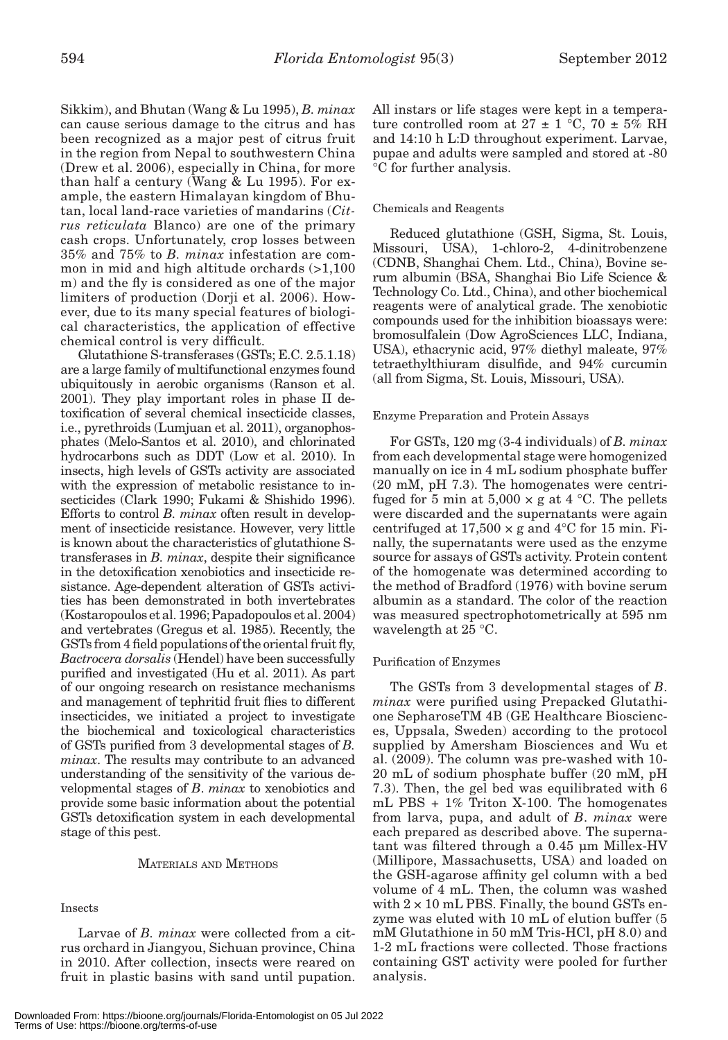Sikkim), and Bhutan (Wang & Lu 1995), *B. minax* can cause serious damage to the citrus and has been recognized as a major pest of citrus fruit in the region from Nepal to southwestern China (Drew et al. 2006), especially in China, for more than half a century (Wang & Lu 1995). For example, the eastern Himalayan kingdom of Bhutan, local land-race varieties of mandarins (*Citrus reticulata* Blanco) are one of the primary cash crops. Unfortunately, crop losses between 35% and 75% to *B. minax* infestation are common in mid and high altitude orchards (>1,100 m) and the fly is considered as one of the major limiters of production (Dorji et al. 2006). However, due to its many special features of biological characteristics, the application of effective chemical control is very difficult.

Glutathione S-transferases (GSTs; E.C. 2.5.1.18) are a large family of multifunctional enzymes found ubiquitously in aerobic organisms (Ranson et al. 2001). They play important roles in phase II detoxification of several chemical insecticide classes, i.e., pyrethroids (Lumjuan et al. 2011), organophosphates (Melo-Santos et al. 2010), and chlorinated hydrocarbons such as DDT (Low et al. 2010). In insects, high levels of GSTs activity are associated with the expression of metabolic resistance to insecticides (Clark 1990; Fukami & Shishido 1996). Efforts to control *B. minax* often result in development of insecticide resistance. However, very little is known about the characteristics of glutathione S-transferases in *B. minax*, despite their significance in the detoxification xenobiotics and insecticide resistance. Age-dependent alteration of GSTs activities has been demonstrated in both invertebrates (Kostaropoulos et al. 1996; Papadopoulos et al. 2004) and vertebrates (Gregus et al. 1985). Recently, the GSTs from 4 field populations of the oriental fruit fly, *Bactrocera dorsalis* (Hendel) have been successfully purified and investigated (Hu et al. 2011). As part of our ongoing research on resistance mechanisms and management of tephritid fruit flies to different insecticides, we initiated a project to investigate the biochemical and toxicological characteristics of GSTs purified from 3 developmental stages of *B. minax*. The results may contribute to an advanced understanding of the sensitivity of the various developmental stages of *B. minax* to xenobiotics and provide some basic information about the potential GSTs detoxification system in each developmental stage of this pest.

## MATERIALS AND METHODS

### Insects

Larvae of *B. minax* were collected from a citrus orchard in Jiangyou, Sichuan province, China in 2010. After collection, insects were reared on fruit in plastic basins with sand until pupation. All instars or life stages were kept in a temperature controlled room at $27 \pm 1$ °C, $70 \pm 5\%$ RH and 14:10 h L:D throughout experiment. Larvae, pupae and adults were sampled and stored at -80 °C for further analysis.

### Chemicals and Reagents

Reduced glutathione (GSH, Sigma, St. Louis, Missouri, USA), 1-chloro-2, 4-dinitrobenzene (CDNB, Shanghai Chem. Ltd., China), Bovine serum albumin (BSA, Shanghai Bio Life Science & Technology Co. Ltd., China), and other biochemical reagents were of analytical grade. The xenobiotic compounds used for the inhibition bioassays were: bromosulfalein (Dow AgroSciences LLC, Indiana, USA), ethacrynic acid, 97% diethyl maleate, 97% tetraethylthiuram disulfide, and 94% curcumin (all from Sigma, St. Louis, Missouri, USA).

### Enzyme Preparation and Protein Assays

For GSTs, 120 mg (3-4 individuals) of *B. minax* from each developmental stage were homogenized manually on ice in 4 mL sodium phosphate buffer (20 mM, pH 7.3). The homogenates were centrifuged for 5 min at $5{,}000 \times g$ at 4 °C. The pellets were discarded and the supernatants were again centrifuged at $17{,}500 \times g$ and 4°C for 15 min. Finally, the supernatants were used as the enzyme source for assays of GSTs activity. Protein content of the homogenate was determined according to the method of Bradford (1976) with bovine serum albumin as a standard. The color of the reaction was measured spectrophotometrically at 595 nm wavelength at 25 °C.

### Purification of Enzymes

The GSTs from 3 developmental stages of *B. minax* were purified using Prepacked Glutathione SepharoseTM 4B (GE Healthcare Biosciences, Uppsala, Sweden) according to the protocol supplied by Amersham Biosciences and Wu et al. (2009). The column was pre-washed with 10-20 mL of sodium phosphate buffer (20 mM, pH 7.3). Then, the gel bed was equilibrated with 6 mL PBS + 1% Triton X-100. The homogenates from larva, pupa, and adult of *B. minax* were each prepared as described above. The supernatant was filtered through a 0.45 µm Millex-HV (Millipore, Massachusetts, USA) and loaded on the GSH-agarose affinity gel column with a bed volume of 4 mL. Then, the column was washed with $2 \times 10$ mL PBS. Finally, the bound GSTs enzyme was eluted with 10 mL of elution buffer (5 mM Glutathione in 50 mM Tris-HCl, pH 8.0) and 1-2 mL fractions were collected. Those fractions containing GST activity were pooled for further analysis.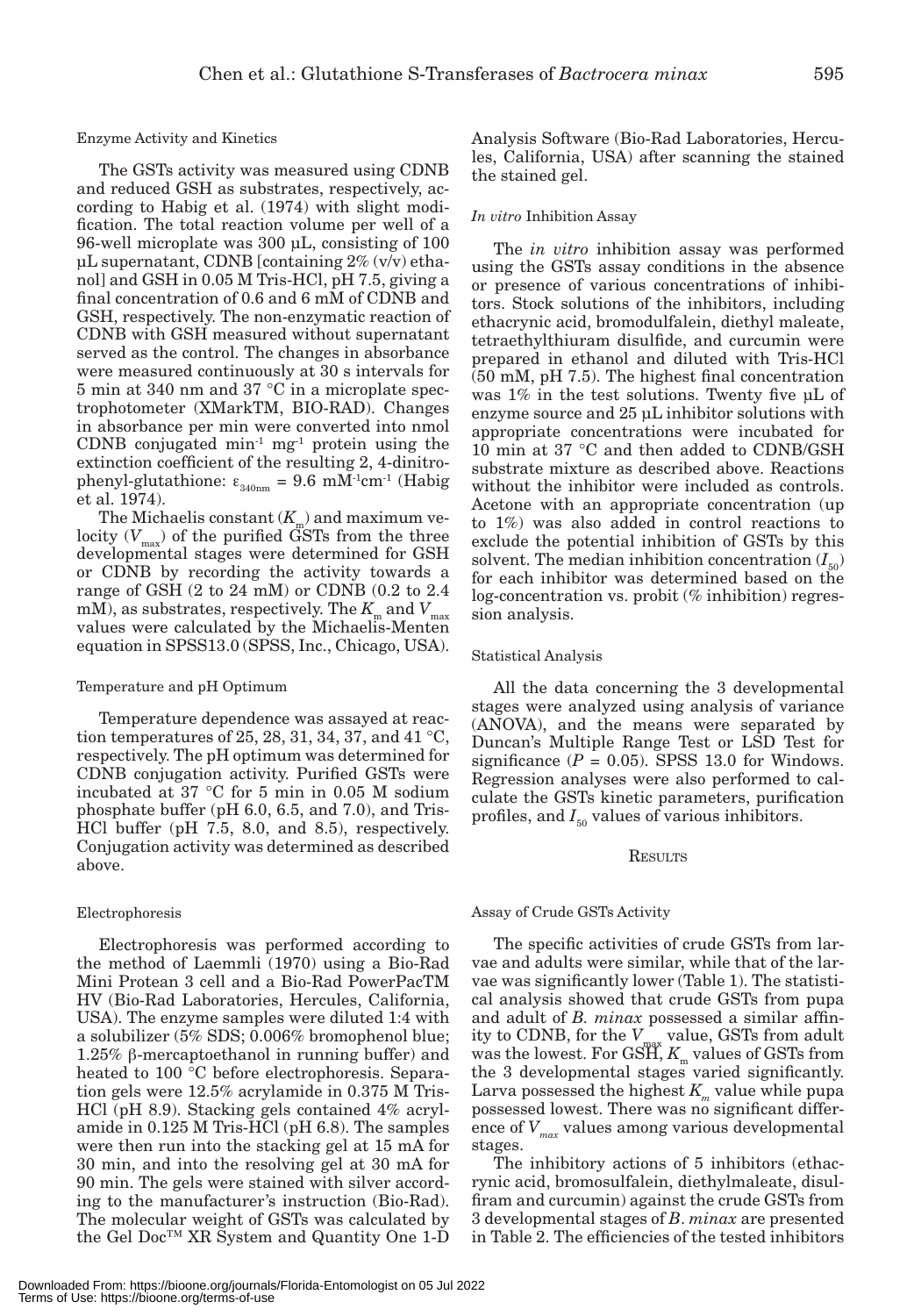### Enzyme Activity and Kinetics

The GSTs activity was measured using CDNB and reduced GSH as substrates, respectively, according to Habig et al. (1974) with slight modification. The total reaction volume per well of a 96-well microplate was 300 µL, consisting of 100 µL supernatant, CDNB [containing 2% (v/v) ethanol] and GSH in 0.05 M Tris-HCl, pH 7.5, giving a final concentration of 0.6 and 6 mM of CDNB and GSH, respectively. The non-enzymatic reaction of CDNB with GSH measured without supernatant served as the control. The changes in absorbance were measured continuously at 30 s intervals for 5 min at 340 nm and 37 °C in a microplate spectrophotometer (XMarkTM, BIO-RAD). Changes in absorbance per min were converted into nmol CDNB conjugated $min^{-1}$ $mg^{-1}$ protein using the extinction coefficient of the resulting 2, 4-dinitrophenyl-glutathione: $\varepsilon_{340nm} = 9.6\ mM^{-1}cm^{-1}$ (Habig et al. 1974).

The Michaelis constant ($K_m$) and maximum velocity ($V_{max}$) of the purified GSTs from the three developmental stages were determined for GSH or CDNB by recording the activity towards a range of GSH (2 to 24 mM) or CDNB (0.2 to 2.4 mM), as substrates, respectively. The $K_m$ and $V_{max}$ values were calculated by the Michaelis-Menten equation in SPSS13.0 (SPSS, Inc., Chicago, USA).

### Temperature and pH Optimum

Temperature dependence was assayed at reaction temperatures of 25, 28, 31, 34, 37, and 41 °C, respectively. The pH optimum was determined for CDNB conjugation activity. Purified GSTs were incubated at 37 °C for 5 min in 0.05 M sodium phosphate buffer (pH 6.0, 6.5, and 7.0), and Tris-HCl buffer (pH 7.5, 8.0, and 8.5), respectively. Conjugation activity was determined as described above.

### Electrophoresis

Electrophoresis was performed according to the method of Laemmli (1970) using a Bio-Rad Mini Protean 3 cell and a Bio-Rad PowerPacTM HV (Bio-Rad Laboratories, Hercules, California, USA). The enzyme samples were diluted 1:4 with a solubilizer (5% SDS; 0.006% bromophenol blue; 1.25% β-mercaptoethanol in running buffer) and heated to 100 °C before electrophoresis. Separation gels were 12.5% acrylamide in 0.375 M Tris-HCl (pH 8.9). Stacking gels contained 4% acrylamide in 0.125 M Tris-HCl (pH 6.8). The samples were then run into the stacking gel at 15 mA for 30 min, and into the resolving gel at 30 mA for 90 min. The gels were stained with silver according to the manufacturer's instruction (Bio-Rad). The molecular weight of GSTs was calculated by the Gel Doc™ XR System and Quantity One 1-D Analysis Software (Bio-Rad Laboratories, Hercules, California, USA) after scanning the stained the stained gel.

### *In vitro* Inhibition Assay

The *in vitro* inhibition assay was performed using the GSTs assay conditions in the absence or presence of various concentrations of inhibitors. Stock solutions of the inhibitors, including ethacrynic acid, bromodulfalein, diethyl maleate, tetraethylthiuram disulfide, and curcumin were prepared in ethanol and diluted with Tris-HCl (50 mM, pH 7.5). The highest final concentration was 1% in the test solutions. Twenty five µL of enzyme source and 25 µL inhibitor solutions with appropriate concentrations were incubated for 10 min at 37 °C and then added to CDNB/GSH substrate mixture as described above. Reactions without the inhibitor were included as controls. Acetone with an appropriate concentration (up to 1%) was also added in control reactions to exclude the potential inhibition of GSTs by this solvent. The median inhibition concentration ($I_{50}$) for each inhibitor was determined based on the log-concentration vs. probit (% inhibition) regression analysis.

### Statistical Analysis

All the data concerning the 3 developmental stages were analyzed using analysis of variance (ANOVA), and the means were separated by Duncan's Multiple Range Test or LSD Test for significance ($P = 0.05$). SPSS 13.0 for Windows. Regression analyses were also performed to calculate the GSTs kinetic parameters, purification profiles, and $I_{50}$ values of various inhibitors.

## RESULTS

### Assay of Crude GSTs Activity

The specific activities of crude GSTs from larvae and adults were similar, while that of the larvae was significantly lower (Table 1). The statistical analysis showed that crude GSTs from pupa and adult of *B. minax* possessed a similar affinity to CDNB, for the $V_{max}$ value, GSTs from adult was the lowest. For GSH, $K_m$ values of GSTs from the 3 developmental stages varied significantly. Larva possessed the highest $K_m$ value while pupa possessed lowest. There was no significant difference of $V_{max}$ values among various developmental stages.

The inhibitory actions of 5 inhibitors (ethacrynic acid, bromosulfalein, diethylmaleate, disulfiram and curcumin) against the crude GSTs from 3 developmental stages of *B. minax* are presented in Table 2. The efficiencies of the tested inhibitors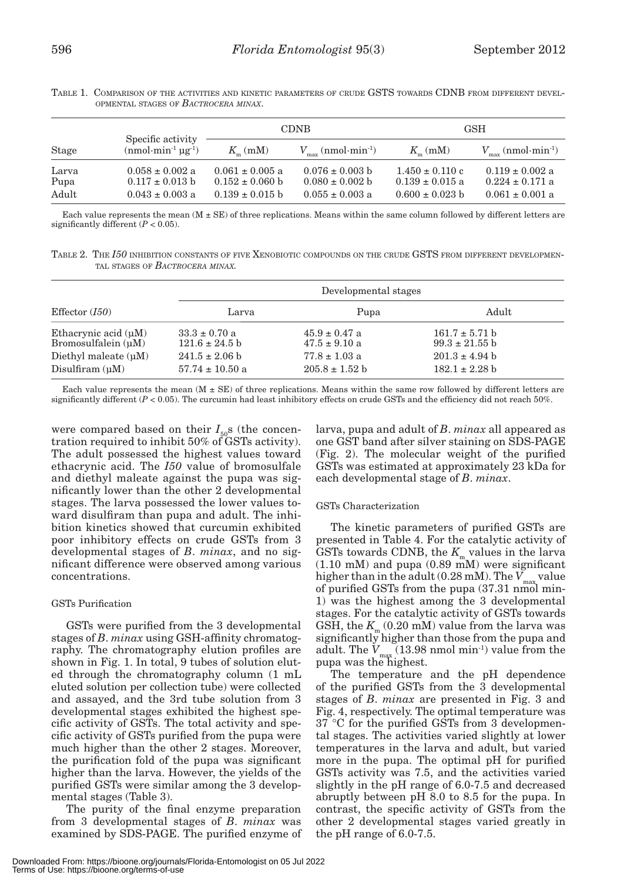TABLE 1. COMPARISON OF THE ACTIVITIES AND KINETIC PARAMETERS OF CRUDE GSTS TOWARDS CDNB FROM DIFFERENT DEVELOPMENTAL STAGES OF *BACTROCERA MINAX*.

| Stage | Specific activity ($nmol \cdot min^{-1}\ \mu g^{-1}$) | CDNB | | GSH | |
|---|---|---|---|---|---|
| | | $K_m$ (mM) | $V_{max}$ ($nmol \cdot min^{-1}$) | $K_m$ (mM) | $V_{max}$ ($nmol \cdot min^{-1}$) |
| Larva | 0.058 ± 0.002 a | 0.061 ± 0.005 a | 0.076 ± 0.003 b | 1.450 ± 0.110 c | 0.119 ± 0.002 a |
| Pupa | 0.117 ± 0.013 b | 0.152 ± 0.060 b | 0.080 ± 0.002 b | 0.139 ± 0.015 a | 0.224 ± 0.171 a |
| Adult | 0.043 ± 0.003 a | 0.139 ± 0.015 b | 0.055 ± 0.003 a | 0.600 ± 0.023 b | 0.061 ± 0.001 a |

Each value represents the mean (M ± SE) of three replications. Means within the same column followed by different letters are significantly different ($P < 0.05$).

TABLE 2. THE *I50* INHIBITION CONSTANTS OF FIVE XENOBIOTIC COMPOUNDS ON THE CRUDE GSTS FROM DIFFERENT DEVELOPMENTAL STAGES OF *BACTROCERA MINAX*.

| Effector (*I50*) | Developmental stages | | |
|---|---|---|---|
| | Larva | Pupa | Adult |
| Ethacrynic acid (μM) | 33.3 ± 0.70 a | 45.9 ± 0.47 a | 161.7 ± 5.71 b |
| Bromosulfalein (μM) | 121.6 ± 24.5 b | 47.5 ± 9.10 a | 99.3 ± 21.55 b |
| Diethyl maleate (μM) | 241.5 ± 2.06 b | 77.8 ± 1.03 a | 201.3 ± 4.94 b |
| Disulfiram (μM) | 57.74 ± 10.50 a | 205.8 ± 1.52 b | 182.1 ± 2.28 b |

Each value represents the mean (M ± SE) of three replications. Means within the same row followed by different letters are significantly different ($P < 0.05$). The curcumin had least inhibitory effects on crude GSTs and the efficiency did not reach 50%.

were compared based on their $I_{50}$s (the concentration required to inhibit 50% of GSTs activity). The adult possessed the highest values toward ethacrynic acid. The *I50* value of bromosulfale and diethyl maleate against the pupa was significantly lower than the other 2 developmental stages. The larva possessed the lower values toward disulfiram than pupa and adult. The inhibition kinetics showed that curcumin exhibited poor inhibitory effects on crude GSTs from 3 developmental stages of *B. minax*, and no significant difference were observed among various concentrations.

### GSTs Purification

GSTs were purified from the 3 developmental stages of *B. minax* using GSH-affinity chromatography. The chromatography elution profiles are shown in Fig. 1. In total, 9 tubes of solution eluted through the chromatography column (1 mL eluted solution per collection tube) were collected and assayed, and the 3rd tube solution from 3 developmental stages exhibited the highest specific activity of GSTs. The total activity and specific activity of GSTs purified from the pupa were much higher than the other 2 stages. Moreover, the purification fold of the pupa was significant higher than the larva. However, the yields of the purified GSTs were similar among the 3 developmental stages (Table 3).

The purity of the final enzyme preparation from 3 developmental stages of *B. minax* was examined by SDS-PAGE. The purified enzyme of larva, pupa and adult of *B. minax* all appeared as one GST band after silver staining on SDS-PAGE (Fig. 2). The molecular weight of the purified GSTs was estimated at approximately 23 kDa for each developmental stage of *B. minax*.

### GSTs Characterization

The kinetic parameters of purified GSTs are presented in Table 4. For the catalytic activity of GSTs towards CDNB, the $K_m$ values in the larva (1.10 mM) and pupa (0.89 mM) were significant higher than in the adult (0.28 mM). The $V_{max}$ value of purified GSTs from the pupa (37.31 nmol min-1) was the highest among the 3 developmental stages. For the catalytic activity of GSTs towards GSH, the $K_m$ (0.20 mM) value from the larva was significantly higher than those from the pupa and adult. The $V_{max}$ (13.98 nmol $min^{-1}$) value from the pupa was the highest.

The temperature and the pH dependence of the purified GSTs from the 3 developmental stages of *B. minax* are presented in Fig. 3 and Fig. 4, respectively. The optimal temperature was 37 °C for the purified GSTs from 3 developmental stages. The activities varied slightly at lower temperatures in the larva and adult, but varied more in the pupa. The optimal pH for purified GSTs activity was 7.5, and the activities varied slightly in the pH range of 6.0-7.5 and decreased abruptly between pH 8.0 to 8.5 for the pupa. In contrast, the specific activity of GSTs from the other 2 developmental stages varied greatly in the pH range of 6.0-7.5.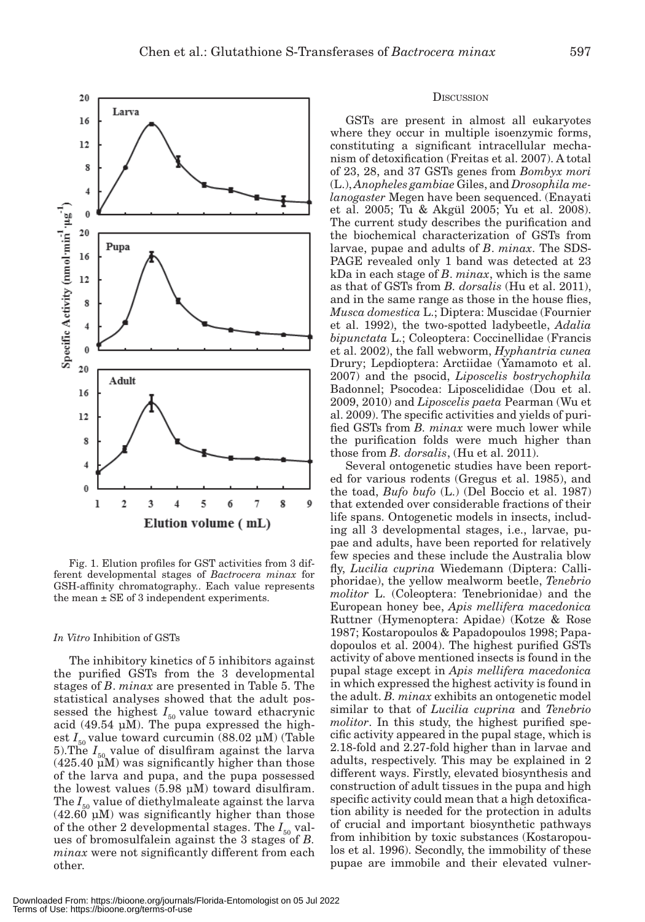Fig. 1. Elution profiles for GST activities from 3 different developmental stages of *Bactrocera minax* for GSH-affinity chromatography.. Each value represents the mean ± SE of 3 independent experiments.

### *In Vitro* Inhibition of GSTs

The inhibitory kinetics of 5 inhibitors against the purified GSTs from the 3 developmental stages of *B. minax* are presented in Table 5. The statistical analyses showed that the adult possessed the highest $I_{50}$ value toward ethacrynic acid (49.54 μM). The pupa expressed the highest $I_{50}$ value toward curcumin (88.02 μM) (Table 5).The $I_{50}$ value of disulfiram against the larva (425.40 μM) was significantly higher than those of the larva and pupa, and the pupa possessed the lowest values (5.98 μM) toward disulfiram. The $I_{50}$ value of diethylmaleate against the larva (42.60 μM) was significantly higher than those of the other 2 developmental stages. The $I_{50}$ values of bromosulfalein against the 3 stages of *B. minax* were not significantly different from each other.

## Discussion

GSTs are present in almost all eukaryotes where they occur in multiple isoenzymic forms, constituting a significant intracellular mechanism of detoxification (Freitas et al. 2007). A total of 23, 28, and 37 GSTs genes from *Bombyx mori* (L.), *Anopheles gambiae* Giles, and *Drosophila melanogaster* Megen have been sequenced. (Enayati et al. 2005; Tu & Akgül 2005; Yu et al. 2008). The current study describes the purification and the biochemical characterization of GSTs from larvae, pupae and adults of *B. minax*. The SDS-PAGE revealed only 1 band was detected at 23 kDa in each stage of *B. minax*, which is the same as that of GSTs from *B. dorsalis* (Hu et al. 2011), and in the same range as those in the house flies, *Musca domestica* L.; Diptera: Muscidae (Fournier et al. 1992), the two-spotted ladybeetle, *Adalia bipunctata* L.; Coleoptera: Coccinellidae (Francis et al. 2002), the fall webworm, *Hyphantria cunea* Drury; Lepdioptera: Arctiidae (Yamamoto et al. 2007) and the psocid, *Liposcelis bostrychophila* Badonnel; Psocodea: Liposcelididae (Dou et al. 2009, 2010) and *Liposcelis paeta* Pearman (Wu et al. 2009). The specific activities and yields of purified GSTs from *B. minax* were much lower while the purification folds were much higher than those from *B. dorsalis*, (Hu et al. 2011).

Several ontogenetic studies have been reported for various rodents (Gregus et al. 1985), and the toad, *Bufo bufo* (L.) (Del Boccio et al. 1987) that extended over considerable fractions of their life spans. Ontogenetic models in insects, including all 3 developmental stages, i.e., larvae, pupae and adults, have been reported for relatively few species and these include the Australia blow fly, *Lucilia cuprina* Wiedemann (Diptera: Calliphoridae), the yellow mealworm beetle, *Tenebrio molitor* L. (Coleoptera: Tenebrionidae) and the European honey bee, *Apis mellifera macedonica* Ruttner (Hymenoptera: Apidae) (Kotze & Rose 1987; Kostaropoulos & Papadopoulos 1998; Papadopoulos et al. 2004). The highest purified GSTs activity of above mentioned insects is found in the pupal stage except in *Apis mellifera macedonica* in which expressed the highest activity is found in the adult. *B. minax* exhibits an ontogenetic model similar to that of *Lucilia cuprina* and *Tenebrio molitor*. In this study, the highest purified specific activity appeared in the pupal stage, which is 2.18-fold and 2.27-fold higher than in larvae and adults, respectively. This may be explained in 2 different ways. Firstly, elevated biosynthesis and construction of adult tissues in the pupa and high specific activity could mean that a high detoxification ability is needed for the protection in adults of crucial and important biosynthetic pathways from inhibition by toxic substances (Kostaropoulos et al. 1996). Secondly, the immobility of these pupae are immobile and their elevated vulner-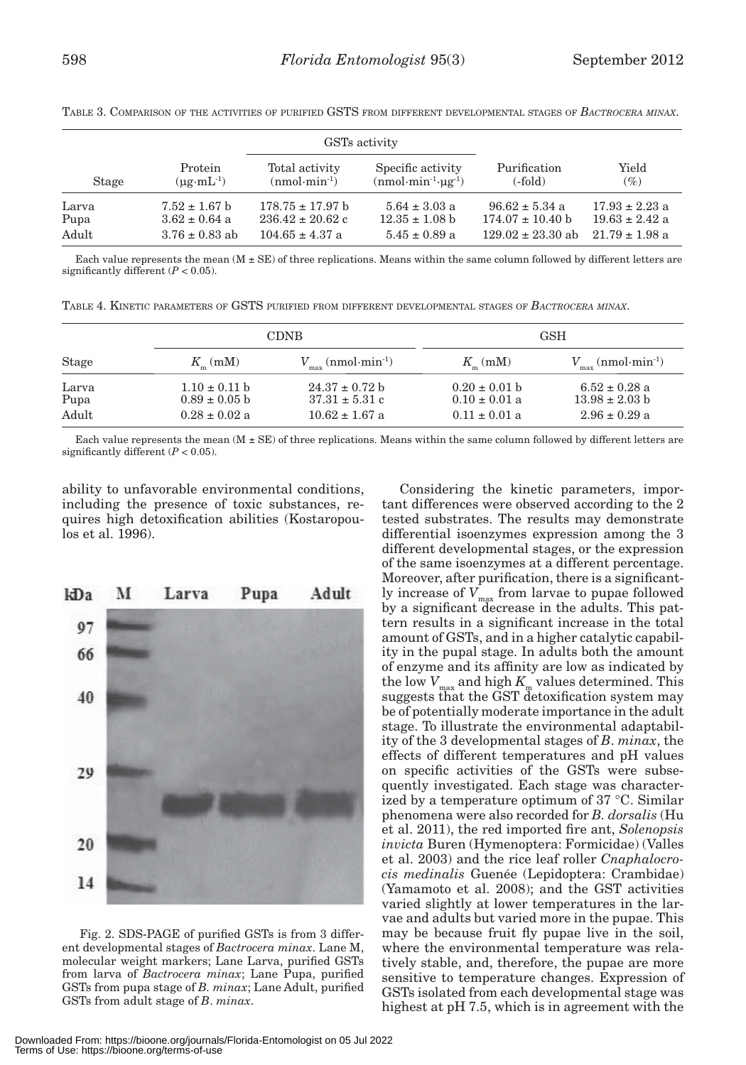TABLE 3. COMPARISON OF THE ACTIVITIES OF PURIFIED GSTS FROM DIFFERENT DEVELOPMENTAL STAGES OF *BACTROCERA MINAX*.

| Stage | Protein ($\mu g \cdot mL^{-1}$) | GSTs activity: Total activity ($nmol \cdot min^{-1}$) | GSTs activity: Specific activity ($nmol \cdot min^{-1} \cdot \mu g^{-1}$) | Purification (-fold) | Yield (%) |
|---|---|---|---|---|---|
| Larva | 7.52 ± 1.67 b | 178.75 ± 17.97 b | 5.64 ± 3.03 a | 96.62 ± 5.34 a | 17.93 ± 2.23 a |
| Pupa | 3.62 ± 0.64 a | 236.42 ± 20.62 c | 12.35 ± 1.08 b | 174.07 ± 10.40 b | 19.63 ± 2.42 a |
| Adult | 3.76 ± 0.83 ab | 104.65 ± 4.37 a | 5.45 ± 0.89 a | 129.02 ± 23.30 ab | 21.79 ± 1.98 a |

Each value represents the mean (M ± SE) of three replications. Means within the same column followed by different letters are significantly different ($P < 0.05$).

TABLE 4. KINETIC PARAMETERS OF GSTS PURIFIED FROM DIFFERENT DEVELOPMENTAL STAGES OF *BACTROCERA MINAX*.

| Stage | CDNB: $K_m$ (mM) | CDNB: $V_{max}$ ($nmol \cdot min^{-1}$) | GSH: $K_m$ (mM) | GSH: $V_{max}$ ($nmol \cdot min^{-1}$) |
|---|---|---|---|---|
| Larva | 1.10 ± 0.11 b | 24.37 ± 0.72 b | 0.20 ± 0.01 b | 6.52 ± 0.28 a |
| Pupa | 0.89 ± 0.05 b | 37.31 ± 5.31 c | 0.10 ± 0.01 a | 13.98 ± 2.03 b |
| Adult | 0.28 ± 0.02 a | 10.62 ± 1.67 a | 0.11 ± 0.01 a | 2.96 ± 0.29 a |

Each value represents the mean (M ± SE) of three replications. Means within the same column followed by different letters are significantly different ($P < 0.05$).

ability to unfavorable environmental conditions, including the presence of toxic substances, requires high detoxification abilities (Kostaropoulos et al. 1996).

Fig. 2. SDS-PAGE of purified GSTs is from 3 different developmental stages of *Bactrocera minax*. Lane M, molecular weight markers; Lane Larva, purified GSTs from larva of *Bactrocera minax*; Lane Pupa, purified GSTs from pupa stage of *B. minax*; Lane Adult, purified GSTs from adult stage of *B. minax*.

Considering the kinetic parameters, important differences were observed according to the 2 tested substrates. The results may demonstrate differential isoenzymes expression among the 3 different developmental stages, or the expression of the same isoenzymes at a different percentage. Moreover, after purification, there is a significantly increase of $V_{max}$ from larvae to pupae followed by a significant decrease in the adults. This pattern results in a significant increase in the total amount of GSTs, and in a higher catalytic capability in the pupal stage. In adults both the amount of enzyme and its affinity are low as indicated by the low $V_{max}$ and high $K_m$ values determined. This suggests that the GST detoxification system may be of potentially moderate importance in the adult stage. To illustrate the environmental adaptability of the 3 developmental stages of *B. minax*, the effects of different temperatures and pH values on specific activities of the GSTs were subsequently investigated. Each stage was characterized by a temperature optimum of 37 °C. Similar phenomena were also recorded for *B. dorsalis* (Hu et al. 2011), the red imported fire ant, *Solenopsis invicta* Buren (Hymenoptera: Formicidae) (Valles et al. 2003) and the rice leaf roller *Cnaphalocrocis medinalis* Guenée (Lepidoptera: Crambidae) (Yamamoto et al. 2008); and the GST activities varied slightly at lower temperatures in the larvae and adults but varied more in the pupae. This may be because fruit fly pupae live in the soil, where the environmental temperature was relatively stable, and, therefore, the pupae are more sensitive to temperature changes. Expression of GSTs isolated from each developmental stage was highest at pH 7.5, which is in agreement with the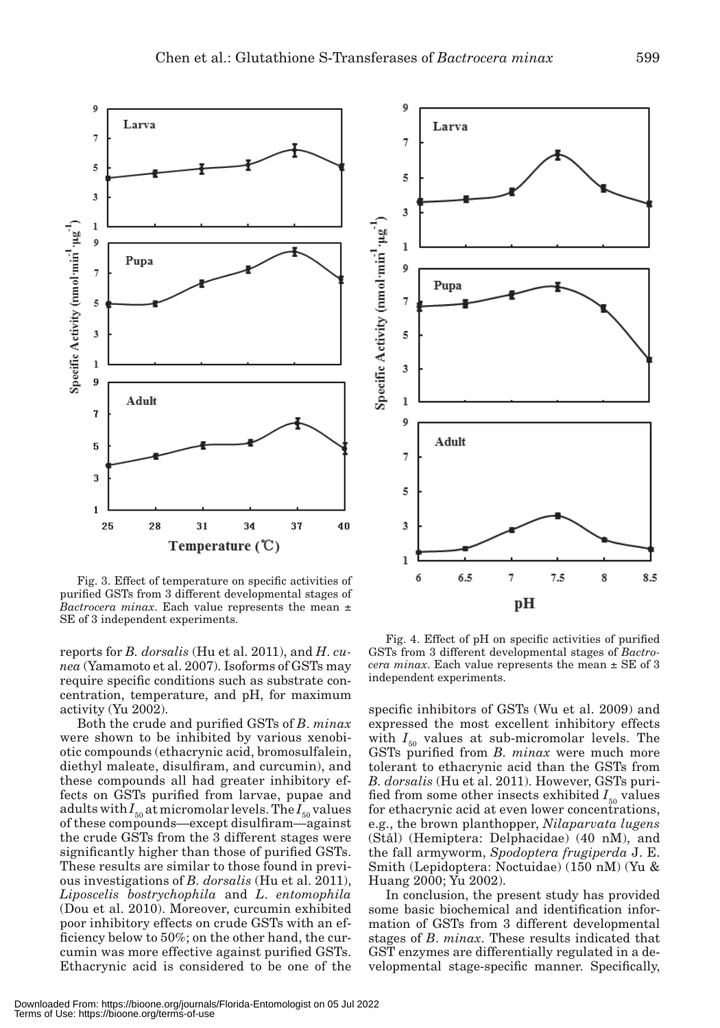Fig. 3. Effect of temperature on specific activities of purified GSTs from 3 different developmental stages of *Bactrocera minax*. Each value represents the mean ± SE of 3 independent experiments.

Fig. 4. Effect of pH on specific activities of purified GSTs from 3 different developmental stages of *Bactrocera minax*. Each value represents the mean ± SE of 3 independent experiments.

reports for *B. dorsalis* (Hu et al. 2011), and *H. cunea* (Yamamoto et al. 2007). Isoforms of GSTs may require specific conditions such as substrate concentration, temperature, and pH, for maximum activity (Yu 2002).

Both the crude and purified GSTs of *B. minax* were shown to be inhibited by various xenobiotic compounds (ethacrynic acid, bromosulfalein, diethyl maleate, disulfiram, and curcumin), and these compounds all had greater inhibitory effects on GSTs purified from larvae, pupae and adults with $I_{50}$ at micromolar levels. The $I_{50}$ values of these compounds—except disulfiram—against the crude GSTs from the 3 different stages were significantly higher than those of purified GSTs. These results are similar to those found in previous investigations of *B. dorsalis* (Hu et al. 2011), *Liposcelis bostrychophila* and *L. entomophila* (Dou et al. 2010). Moreover, curcumin exhibited poor inhibitory effects on crude GSTs with an efficiency below to 50%; on the other hand, the curcumin was more effective against purified GSTs. Ethacrynic acid is considered to be one of the specific inhibitors of GSTs (Wu et al. 2009) and expressed the most excellent inhibitory effects with $I_{50}$ values at sub-micromolar levels. The GSTs purified from *B. minax* were much more tolerant to ethacrynic acid than the GSTs from *B. dorsalis* (Hu et al. 2011). However, GSTs purified from some other insects exhibited $I_{50}$ values for ethacrynic acid at even lower concentrations, e.g., the brown planthopper, *Nilaparvata lugens* (Stål) (Hemiptera: Delphacidae) (40 nM), and the fall armyworm, *Spodoptera frugiperda* J. E. Smith (Lepidoptera: Noctuidae) (150 nM) (Yu & Huang 2000; Yu 2002).

In conclusion, the present study has provided some basic biochemical and identification information of GSTs from 3 different developmental stages of *B. minax*. These results indicated that GST enzymes are differentially regulated in a developmental stage-specific manner. Specifically,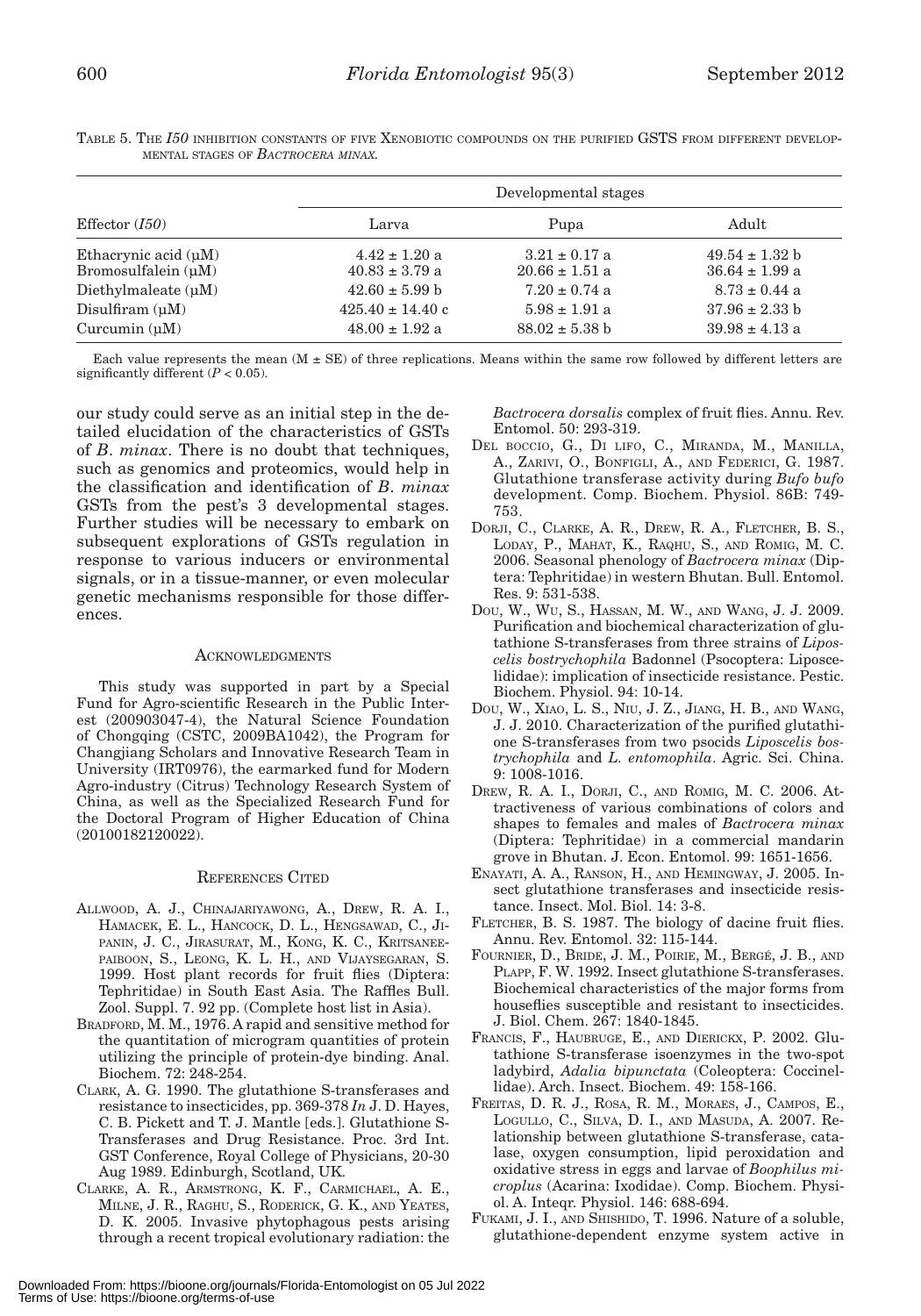TABLE 5. THE *I50* INHIBITION CONSTANTS OF FIVE XENOBIOTIC COMPOUNDS ON THE PURIFIED GSTS FROM DIFFERENT DEVELOPMENTAL STAGES OF *BACTROCERA MINAX*.

| Effector (*I50*) | Developmental stages | | |
|---|---|---|---|
| | Larva | Pupa | Adult |
| Ethacrynic acid (μM) | 4.42 ± 1.20 a | 3.21 ± 0.17 a | 49.54 ± 1.32 b |
| Bromosulfalein (μM) | 40.83 ± 3.79 a | 20.66 ± 1.51 a | 36.64 ± 1.99 a |
| Diethylmaleate (μM) | 42.60 ± 5.99 b | 7.20 ± 0.74 a | 8.73 ± 0.44 a |
| Disulfiram (μM) | 425.40 ± 14.40 c | 5.98 ± 1.91 a | 37.96 ± 2.33 b |
| Curcumin (μM) | 48.00 ± 1.92 a | 88.02 ± 5.38 b | 39.98 ± 4.13 a |

Each value represents the mean (M ± SE) of three replications. Means within the same row followed by different letters are significantly different ($P < 0.05$).

our study could serve as an initial step in the detailed elucidation of the characteristics of GSTs of *B. minax*. There is no doubt that techniques, such as genomics and proteomics, would help in the classification and identification of *B. minax* GSTs from the pest's 3 developmental stages. Further studies will be necessary to embark on subsequent explorations of GSTs regulation in response to various inducers or environmental signals, or in a tissue-manner, or even molecular genetic mechanisms responsible for those differences.

## ACKNOWLEDGMENTS

This study was supported in part by a Special Fund for Agro-scientific Research in the Public Interest (200903047-4), the Natural Science Foundation of Chongqing (CSTC, 2009BA1042), the Program for Changjiang Scholars and Innovative Research Team in University (IRT0976), the earmarked fund for Modern Agro-industry (Citrus) Technology Research System of China, as well as the Specialized Research Fund for the Doctoral Program of Higher Education of China (20100182120022).

## REFERENCES CITED

ALLWOOD, A. J., CHINAJARIYAWONG, A., DREW, R. A. I., HAMACEK, E. L., HANCOCK, D. L., HENGSAWAD, C., JIPANIN, J. C., JIRASURAT, M., KONG, K. C., KRITSANEEPAIBOON, S., LEONG, K. L. H., AND VIJAYSEGARAN, S. 1999. Host plant records for fruit flies (Diptera: Tephritidae) in South East Asia. The Raffles Bull. Zool. Suppl. 7. 92 pp. (Complete host list in Asia).

BRADFORD, M. M., 1976. A rapid and sensitive method for the quantitation of microgram quantities of protein utilizing the principle of protein-dye binding. Anal. Biochem. 72: 248-254.

CLARK, A. G. 1990. The glutathione S-transferases and resistance to insecticides, pp. 369-378 *In* J. D. Hayes, C. B. Pickett and T. J. Mantle [eds.]. Glutathione S-Transferases and Drug Resistance. Proc. 3rd Int. GST Conference, Royal College of Physicians, 20-30 Aug 1989. Edinburgh, Scotland, UK.

CLARKE, A. R., ARMSTRONG, K. F., CARMICHAEL, A. E., MILNE, J. R., RAGHU, S., RODERICK, G. K., AND YEATES, D. K. 2005. Invasive phytophagous pests arising through a recent tropical evolutionary radiation: the *Bactrocera dorsalis* complex of fruit flies. Annu. Rev. Entomol. 50: 293-319.

DEL BOCCIO, G., DI LIFO, C., MIRANDA, M., MANILLA, A., ZARIVI, O., BONFIGLI, A., AND FEDERICI, G. 1987. Glutathione transferase activity during *Bufo bufo* development. Comp. Biochem. Physiol. 86B: 749-753.

DORJI, C., CLARKE, A. R., DREW, R. A., FLETCHER, B. S., LODAY, P., MAHAT, K., RAQHU, S., AND ROMIG, M. C. 2006. Seasonal phenology of *Bactrocera minax* (Diptera: Tephritidae) in western Bhutan. Bull. Entomol. Res. 9: 531-538.

DOU, W., WU, S., HASSAN, M. W., AND WANG, J. J. 2009. Purification and biochemical characterization of glutathione S-transferases from three strains of *Liposcelis bostrychophila* Badonnel (Psocoptera: Liposcelididae): implication of insecticide resistance. Pestic. Biochem. Physiol. 94: 10-14.

DOU, W., XIAO, L. S., NIU, J. Z., JIANG, H. B., AND WANG, J. J. 2010. Characterization of the purified glutathione S-transferases from two psocids *Liposcelis bostrychophila* and *L. entomophila*. Agric. Sci. China. 9: 1008-1016.

DREW, R. A. I., DORJI, C., AND ROMIG, M. C. 2006. Attractiveness of various combinations of colors and shapes to females and males of *Bactrocera minax* (Diptera: Tephritidae) in a commercial mandarin grove in Bhutan. J. Econ. Entomol. 99: 1651-1656.

ENAYATI, A. A., RANSON, H., AND HEMINGWAY, J. 2005. Insect glutathione transferases and insecticide resistance. Insect. Mol. Biol. 14: 3-8.

FLETCHER, B. S. 1987. The biology of dacine fruit flies. Annu. Rev. Entomol. 32: 115-144.

FOURNIER, D., BRIDE, J. M., POIRIE, M., BERGÉ, J. B., AND PLAPP, F. W. 1992. Insect glutathione S-transferases. Biochemical characteristics of the major forms from houseflies susceptible and resistant to insecticides. J. Biol. Chem. 267: 1840-1845.

FRANCIS, F., HAUBRUGE, E., AND DIERICKX, P. 2002. Glutathione S-transferase isoenzymes in the two-spot ladybird, *Adalia bipunctata* (Coleoptera: Coccinellidae). Arch. Insect. Biochem. 49: 158-166.

FREITAS, D. R. J., ROSA, R. M., MORAES, J., CAMPOS, E., LOGULLO, C., SILVA, D. I., AND MASUDA, A. 2007. Relationship between glutathione S-transferase, catalase, oxygen consumption, lipid peroxidation and oxidative stress in eggs and larvae of *Boophilus microplus* (Acarina: Ixodidae). Comp. Biochem. Physiol. A. Inteqr. Physiol. 146: 688-694.

FUKAMI, J. I., AND SHISHIDO, T. 1996. Nature of a soluble, glutathione-dependent enzyme system active in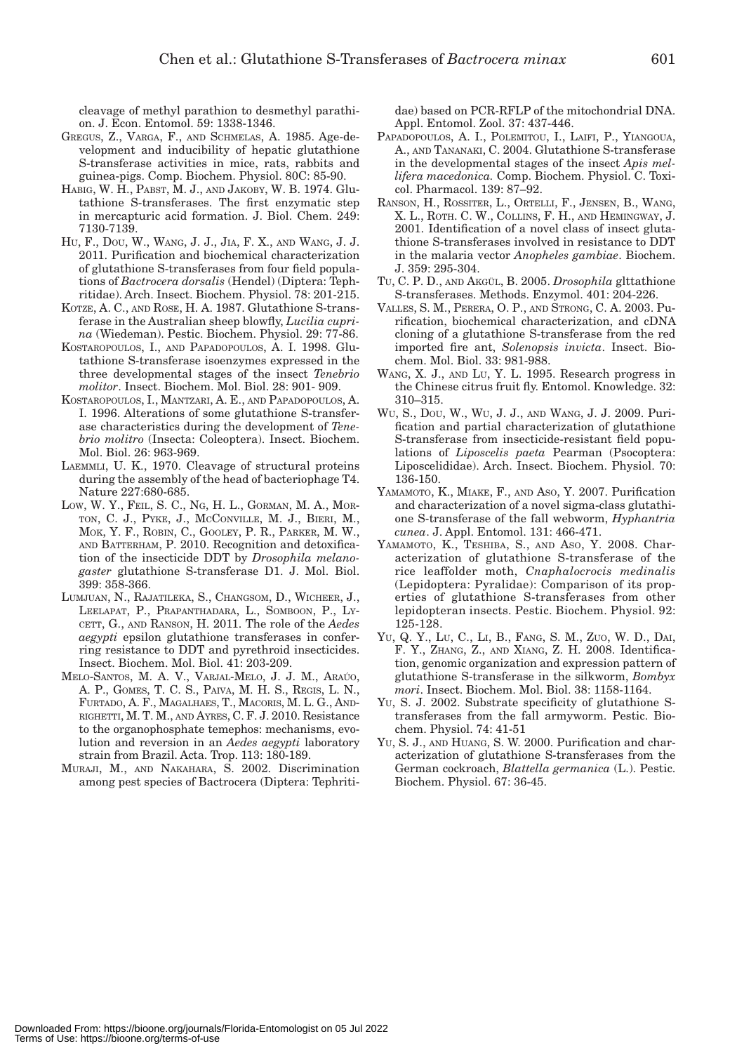cleavage of methyl parathion to desmethyl parathion. J. Econ. Entomol. 59: 1338-1346.

GREGUS, Z., VARGA, F., AND SCHMELAS, A. 1985. Age-development and inducibility of hepatic glutathione S-transferase activities in mice, rats, rabbits and guinea-pigs. Comp. Biochem. Physiol. 80C: 85-90.

HABIG, W. H., PABST, M. J., AND JAKOBY, W. B. 1974. Glutathione S-transferases. The first enzymatic step in mercapturic acid formation. J. Biol. Chem. 249: 7130-7139.

HU, F., DOU, W., WANG, J. J., JIA, F. X., AND WANG, J. J. 2011. Purification and biochemical characterization of glutathione S-transferases from four field populations of *Bactrocera dorsalis* (Hendel) (Diptera: Tephritidae). Arch. Insect. Biochem. Physiol. 78: 201-215.

KOTZE, A. C., AND ROSE, H. A. 1987. Glutathione S-transferase in the Australian sheep blowfly, *Lucilia cuprina* (Wiedeman). Pestic. Biochem. Physiol. 29: 77-86.

KOSTAROPOULOS, I., AND PAPADOPOULOS, A. I. 1998. Glutathione S-transferase isoenzymes expressed in the three developmental stages of the insect *Tenebrio molitor*. Insect. Biochem. Mol. Biol. 28: 901- 909.

KOSTAROPOULOS, I., MANTZARI, A. E., AND PAPADOPOULOS, A. I. 1996. Alterations of some glutathione S-transferase characteristics during the development of *Tenebrio molitro* (Insecta: Coleoptera). Insect. Biochem. Mol. Biol. 26: 963-969.

LAEMMLI, U. K., 1970. Cleavage of structural proteins during the assembly of the head of bacteriophage T4. Nature 227:680-685.

LOW, W. Y., FEIL, S. C., NG, H. L., GORMAN, M. A., MORTON, C. J., PYKE, J., MCCONVILLE, M. J., BIERI, M., MOK, Y. F., ROBIN, C., GOOLEY, P. R., PARKER, M. W., AND BATTERHAM, P. 2010. Recognition and detoxification of the insecticide DDT by *Drosophila melanogaster* glutathione S-transferase D1. J. Mol. Biol. 399: 358-366.

LUMJUAN, N., RAJATILEKA, S., CHANGSOM, D., WICHEER, J., LEELAPAT, P., PRAPANTHADARA, L., SOMBOON, P., LYCETT, G., AND RANSON, H. 2011. The role of the *Aedes aegypti* epsilon glutathione transferases in conferring resistance to DDT and pyrethroid insecticides. Insect. Biochem. Mol. Biol. 41: 203-209.

MELO-SANTOS, M. A. V., VARJAL-MELO, J. J. M., ARAÚO, A. P., GOMES, T. C. S., PAIVA, M. H. S., REGIS, L. N., FURTADO, A. F., MAGALHAES, T., MACORIS, M. L. G., ANDRIGHETTI, M. T. M., AND AYRES, C. F. J. 2010. Resistance to the organophosphate temephos: mechanisms, evolution and reversion in an *Aedes aegypti* laboratory strain from Brazil. Acta. Trop. 113: 180-189.

MURAJI, M., AND NAKAHARA, S. 2002. Discrimination among pest species of Bactrocera (Diptera: Tephritidae) based on PCR-RFLP of the mitochondrial DNA. Appl. Entomol. Zool. 37: 437-446.

PAPADOPOULOS, A. I., POLEMITOU, I., LAIFI, P., YIANGOUA, A., AND TANANAKI, C. 2004. Glutathione S-transferase in the developmental stages of the insect *Apis mellifera macedonica.* Comp. Biochem. Physiol. C. Toxicol. Pharmacol. 139: 87–92.

RANSON, H., ROSSITER, L., ORTELLI, F., JENSEN, B., WANG, X. L., ROTH. C. W., COLLINS, F. H., AND HEMINGWAY, J. 2001. Identification of a novel class of insect glutathione S-transferases involved in resistance to DDT in the malaria vector *Anopheles gambiae*. Biochem. J. 359: 295-304.

TU, C. P. D., AND AKGÜL, B. 2005. *Drosophila* glttathione S-transferases. Methods. Enzymol. 401: 204-226.

VALLES, S. M., PERERA, O. P., AND STRONG, C. A. 2003. Purification, biochemical characterization, and cDNA cloning of a glutathione S-transferase from the red imported fire ant, *Solenopsis invicta*. Insect. Biochem. Mol. Biol. 33: 981-988.

WANG, X. J., AND LU, Y. L. 1995. Research progress in the Chinese citrus fruit fly. Entomol. Knowledge. 32: 310–315.

WU, S., DOU, W., WU, J. J., AND WANG, J. J. 2009. Purification and partial characterization of glutathione S-transferase from insecticide-resistant field populations of *Liposcelis paeta* Pearman (Psocoptera: Liposcelididae). Arch. Insect. Biochem. Physiol. 70: 136-150.

YAMAMOTO, K., MIAKE, F., AND ASO, Y. 2007. Purification and characterization of a novel sigma-class glutathione S-transferase of the fall webworm, *Hyphantria cunea*. J. Appl. Entomol. 131: 466-471.

YAMAMOTO, K., TESHIBA, S., AND ASO, Y. 2008. Characterization of glutathione S-transferase of the rice leaffolder moth, *Cnaphalocrocis medinalis* (Lepidoptera: Pyralidae): Comparison of its properties of glutathione S-transferases from other lepidopteran insects. Pestic. Biochem. Physiol. 92: 125-128.

YU, Q. Y., LU, C., LI, B., FANG, S. M., ZUO, W. D., DAI, F. Y., ZHANG, Z., AND XIANG, Z. H. 2008. Identification, genomic organization and expression pattern of glutathione S-transferase in the silkworm, *Bombyx mori*. Insect. Biochem. Mol. Biol. 38: 1158-1164.

YU, S. J. 2002. Substrate specificity of glutathione S-transferases from the fall armyworm. Pestic. Biochem. Physiol. 74: 41-51

YU, S. J., AND HUANG, S. W. 2000. Purification and characterization of glutathione S-transferases from the German cockroach, *Blattella germanica* (L.). Pestic. Biochem. Physiol. 67: 36-45.